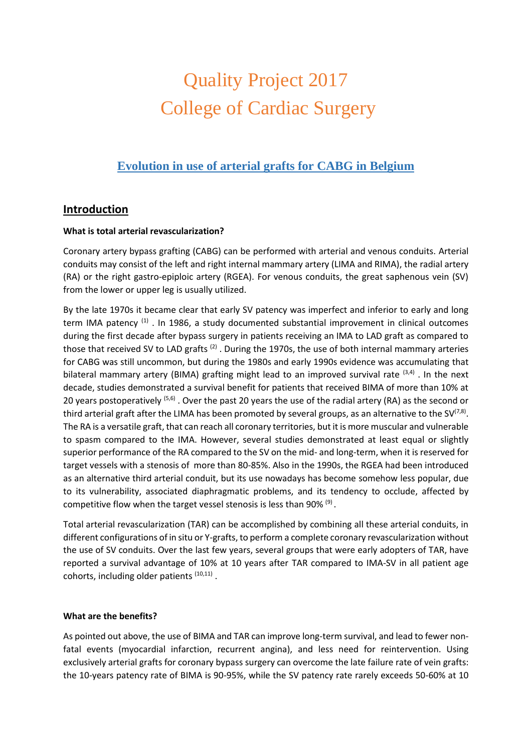# Quality Project 2017
# College of Cardiac Surgery

## Evolution in use of arterial grafts for CABG in Belgium

## Introduction

**What is total arterial revascularization?**

Coronary artery bypass grafting (CABG) can be performed with arterial and venous conduits. Arterial conduits may consist of the left and right internal mammary artery (LIMA and RIMA), the radial artery (RA) or the right gastro-epiploic artery (RGEA). For venous conduits, the great saphenous vein (SV) from the lower or upper leg is usually utilized.

By the late 1970s it became clear that early SV patency was imperfect and inferior to early and long term IMA patency [1]. In 1986, a study documented substantial improvement in clinical outcomes during the first decade after bypass surgery in patients receiving an IMA to LAD graft as compared to those that received SV to LAD grafts [2]. During the 1970s, the use of both internal mammary arteries for CABG was still uncommon, but during the 1980s and early 1990s evidence was accumulating that bilateral mammary artery (BIMA) grafting might lead to an improved survival rate [3,4]. In the next decade, studies demonstrated a survival benefit for patients that received BIMA of more than 10% at 20 years postoperatively [5,6]. Over the past 20 years the use of the radial artery (RA) as the second or third arterial graft after the LIMA has been promoted by several groups, as an alternative to the SV[7,8]. The RA is a versatile graft, that can reach all coronary territories, but it is more muscular and vulnerable to spasm compared to the IMA. However, several studies demonstrated at least equal or slightly superior performance of the RA compared to the SV on the mid- and long-term, when it is reserved for target vessels with a stenosis of more than 80-85%. Also in the 1990s, the RGEA had been introduced as an alternative third arterial conduit, but its use nowadays has become somehow less popular, due to its vulnerability, associated diaphragmatic problems, and its tendency to occlude, affected by competitive flow when the target vessel stenosis is less than 90% [9].

Total arterial revascularization (TAR) can be accomplished by combining all these arterial conduits, in different configurations of in situ or Y-grafts, to perform a complete coronary revascularization without the use of SV conduits. Over the last few years, several groups that were early adopters of TAR, have reported a survival advantage of 10% at 10 years after TAR compared to IMA-SV in all patient age cohorts, including older patients [10,11].

**What are the benefits?**

As pointed out above, the use of BIMA and TAR can improve long-term survival, and lead to fewer non-fatal events (myocardial infarction, recurrent angina), and less need for reintervention. Using exclusively arterial grafts for coronary bypass surgery can overcome the late failure rate of vein grafts: the 10-years patency rate of BIMA is 90-95%, while the SV patency rate rarely exceeds 50-60% at 10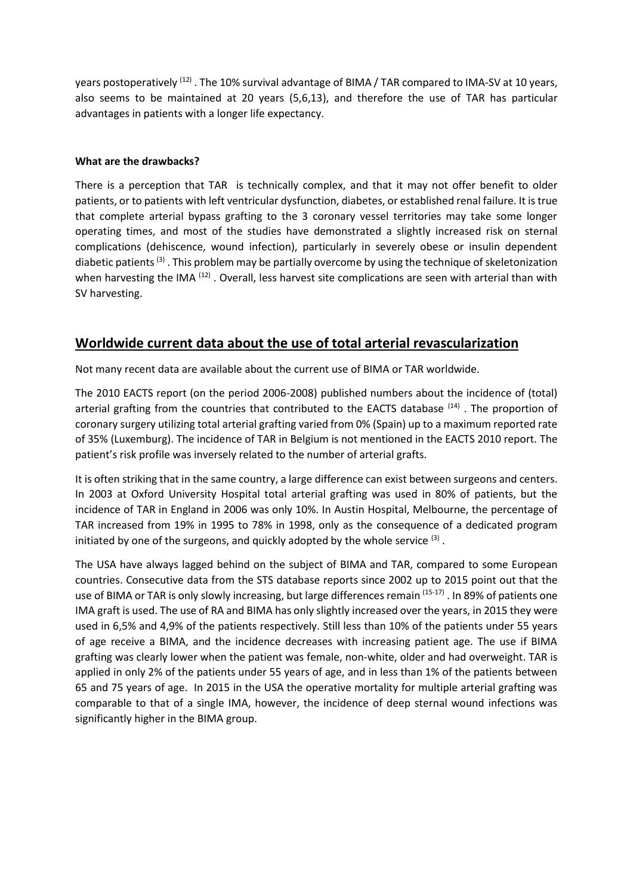years postoperatively [12] . The 10% survival advantage of BIMA / TAR compared to IMA-SV at 10 years, also seems to be maintained at 20 years (5,6,13), and therefore the use of TAR has particular advantages in patients with a longer life expectancy.

**What are the drawbacks?**

There is a perception that TAR is technically complex, and that it may not offer benefit to older patients, or to patients with left ventricular dysfunction, diabetes, or established renal failure. It is true that complete arterial bypass grafting to the 3 coronary vessel territories may take some longer operating times, and most of the studies have demonstrated a slightly increased risk on sternal complications (dehiscence, wound infection), particularly in severely obese or insulin dependent diabetic patients [3] . This problem may be partially overcome by using the technique of skeletonization when harvesting the IMA [12] . Overall, less harvest site complications are seen with arterial than with SV harvesting.

## Worldwide current data about the use of total arterial revascularization

Not many recent data are available about the current use of BIMA or TAR worldwide.

The 2010 EACTS report (on the period 2006-2008) published numbers about the incidence of (total) arterial grafting from the countries that contributed to the EACTS database [14] . The proportion of coronary surgery utilizing total arterial grafting varied from 0% (Spain) up to a maximum reported rate of 35% (Luxemburg). The incidence of TAR in Belgium is not mentioned in the EACTS 2010 report. The patient's risk profile was inversely related to the number of arterial grafts.

It is often striking that in the same country, a large difference can exist between surgeons and centers. In 2003 at Oxford University Hospital total arterial grafting was used in 80% of patients, but the incidence of TAR in England in 2006 was only 10%. In Austin Hospital, Melbourne, the percentage of TAR increased from 19% in 1995 to 78% in 1998, only as the consequence of a dedicated program initiated by one of the surgeons, and quickly adopted by the whole service [3] .

The USA have always lagged behind on the subject of BIMA and TAR, compared to some European countries. Consecutive data from the STS database reports since 2002 up to 2015 point out that the use of BIMA or TAR is only slowly increasing, but large differences remain [15-17] . In 89% of patients one IMA graft is used. The use of RA and BIMA has only slightly increased over the years, in 2015 they were used in 6,5% and 4,9% of the patients respectively. Still less than 10% of the patients under 55 years of age receive a BIMA, and the incidence decreases with increasing patient age. The use if BIMA grafting was clearly lower when the patient was female, non-white, older and had overweight. TAR is applied in only 2% of the patients under 55 years of age, and in less than 1% of the patients between 65 and 75 years of age. In 2015 in the USA the operative mortality for multiple arterial grafting was comparable to that of a single IMA, however, the incidence of deep sternal wound infections was significantly higher in the BIMA group.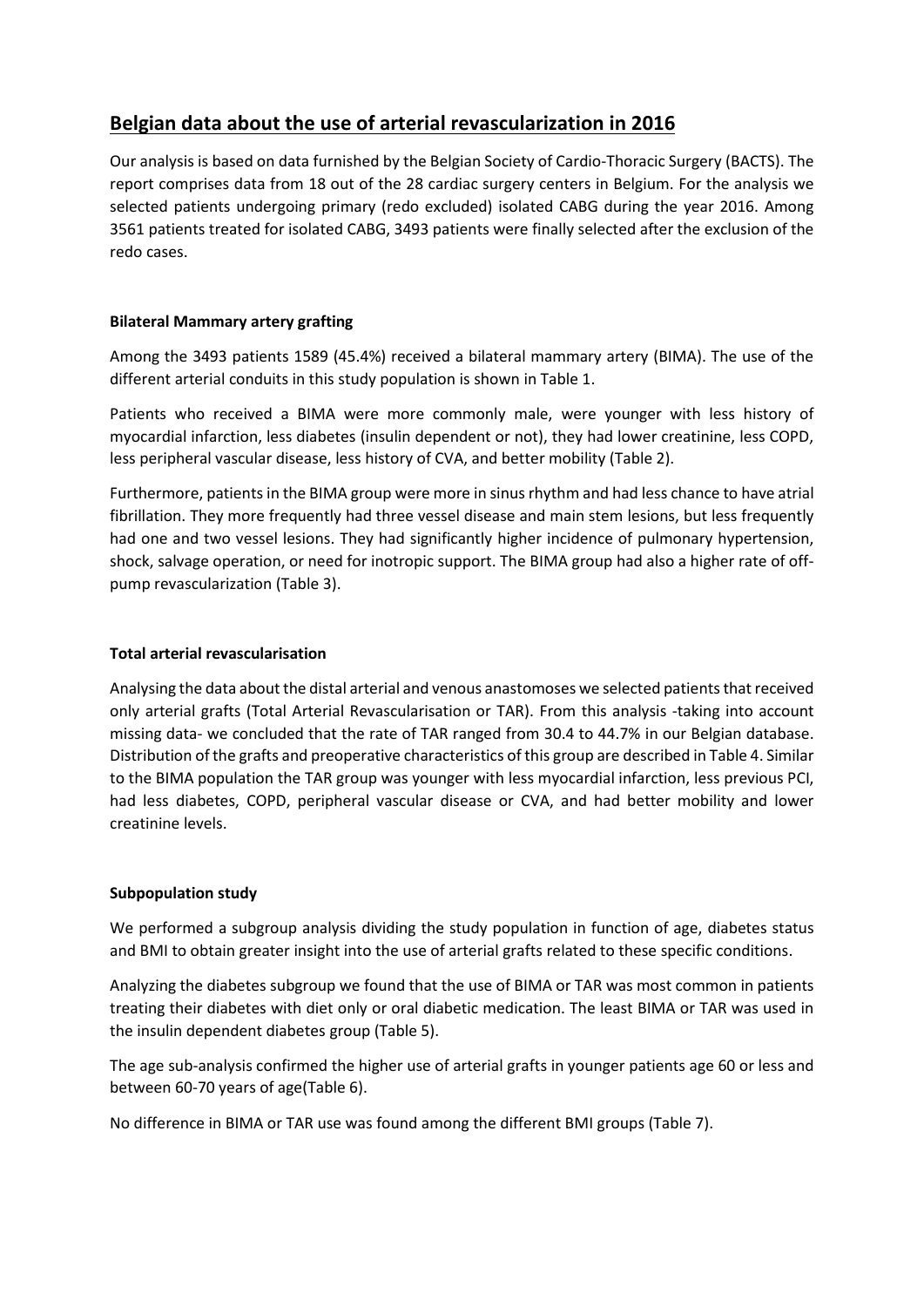## Belgian data about the use of arterial revascularization in 2016

Our analysis is based on data furnished by the Belgian Society of Cardio-Thoracic Surgery (BACTS). The report comprises data from 18 out of the 28 cardiac surgery centers in Belgium. For the analysis we selected patients undergoing primary (redo excluded) isolated CABG during the year 2016. Among 3561 patients treated for isolated CABG, 3493 patients were finally selected after the exclusion of the redo cases.

### Bilateral Mammary artery grafting

Among the 3493 patients 1589 (45.4%) received a bilateral mammary artery (BIMA). The use of the different arterial conduits in this study population is shown in Table 1.

Patients who received a BIMA were more commonly male, were younger with less history of myocardial infarction, less diabetes (insulin dependent or not), they had lower creatinine, less COPD, less peripheral vascular disease, less history of CVA, and better mobility (Table 2).

Furthermore, patients in the BIMA group were more in sinus rhythm and had less chance to have atrial fibrillation. They more frequently had three vessel disease and main stem lesions, but less frequently had one and two vessel lesions. They had significantly higher incidence of pulmonary hypertension, shock, salvage operation, or need for inotropic support. The BIMA group had also a higher rate of off-pump revascularization (Table 3).

### Total arterial revascularisation

Analysing the data about the distal arterial and venous anastomoses we selected patients that received only arterial grafts (Total Arterial Revascularisation or TAR). From this analysis -taking into account missing data- we concluded that the rate of TAR ranged from 30.4 to 44.7% in our Belgian database. Distribution of the grafts and preoperative characteristics of this group are described in Table 4. Similar to the BIMA population the TAR group was younger with less myocardial infarction, less previous PCI, had less diabetes, COPD, peripheral vascular disease or CVA, and had better mobility and lower creatinine levels.

### Subpopulation study

We performed a subgroup analysis dividing the study population in function of age, diabetes status and BMI to obtain greater insight into the use of arterial grafts related to these specific conditions.

Analyzing the diabetes subgroup we found that the use of BIMA or TAR was most common in patients treating their diabetes with diet only or oral diabetic medication. The least BIMA or TAR was used in the insulin dependent diabetes group (Table 5).

The age sub-analysis confirmed the higher use of arterial grafts in younger patients age 60 or less and between 60-70 years of age(Table 6).

No difference in BIMA or TAR use was found among the different BMI groups (Table 7).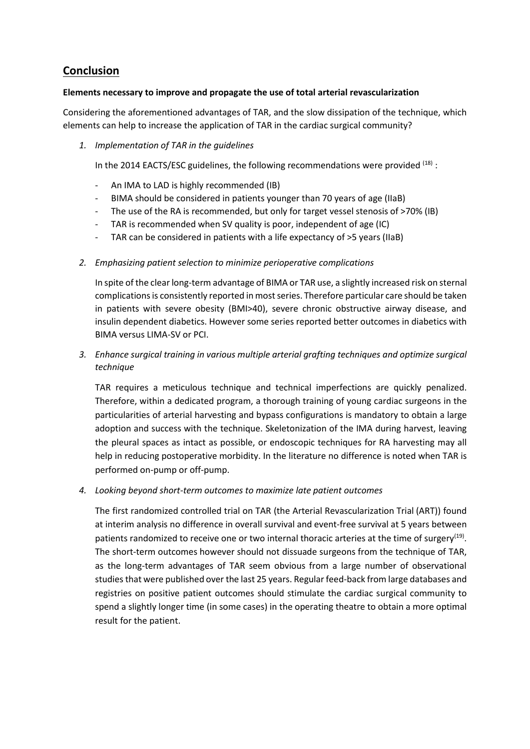## Conclusion

**Elements necessary to improve and propagate the use of total arterial revascularization**

Considering the aforementioned advantages of TAR, and the slow dissipation of the technique, which elements can help to increase the application of TAR in the cardiac surgical community?

1. *Implementation of TAR in the guidelines*

   In the 2014 EACTS/ESC guidelines, the following recommendations were provided [18] :

   - An IMA to LAD is highly recommended (IB)
   - BIMA should be considered in patients younger than 70 years of age (IIaB)
   - The use of the RA is recommended, but only for target vessel stenosis of >70% (IB)
   - TAR is recommended when SV quality is poor, independent of age (IC)
   - TAR can be considered in patients with a life expectancy of >5 years (IIaB)

2. *Emphasizing patient selection to minimize perioperative complications*

   In spite of the clear long-term advantage of BIMA or TAR use, a slightly increased risk on sternal complications is consistently reported in most series. Therefore particular care should be taken in patients with severe obesity (BMI>40), severe chronic obstructive airway disease, and insulin dependent diabetics. However some series reported better outcomes in diabetics with BIMA versus LIMA-SV or PCI.

3. *Enhance surgical training in various multiple arterial grafting techniques and optimize surgical technique*

   TAR requires a meticulous technique and technical imperfections are quickly penalized. Therefore, within a dedicated program, a thorough training of young cardiac surgeons in the particularities of arterial harvesting and bypass configurations is mandatory to obtain a large adoption and success with the technique. Skeletonization of the IMA during harvest, leaving the pleural spaces as intact as possible, or endoscopic techniques for RA harvesting may all help in reducing postoperative morbidity. In the literature no difference is noted when TAR is performed on-pump or off-pump.

4. *Looking beyond short-term outcomes to maximize late patient outcomes*

   The first randomized controlled trial on TAR (the Arterial Revascularization Trial (ART)) found at interim analysis no difference in overall survival and event-free survival at 5 years between patients randomized to receive one or two internal thoracic arteries at the time of surgery[19]. The short-term outcomes however should not dissuade surgeons from the technique of TAR, as the long-term advantages of TAR seem obvious from a large number of observational studies that were published over the last 25 years. Regular feed-back from large databases and registries on positive patient outcomes should stimulate the cardiac surgical community to spend a slightly longer time (in some cases) in the operating theatre to obtain a more optimal result for the patient.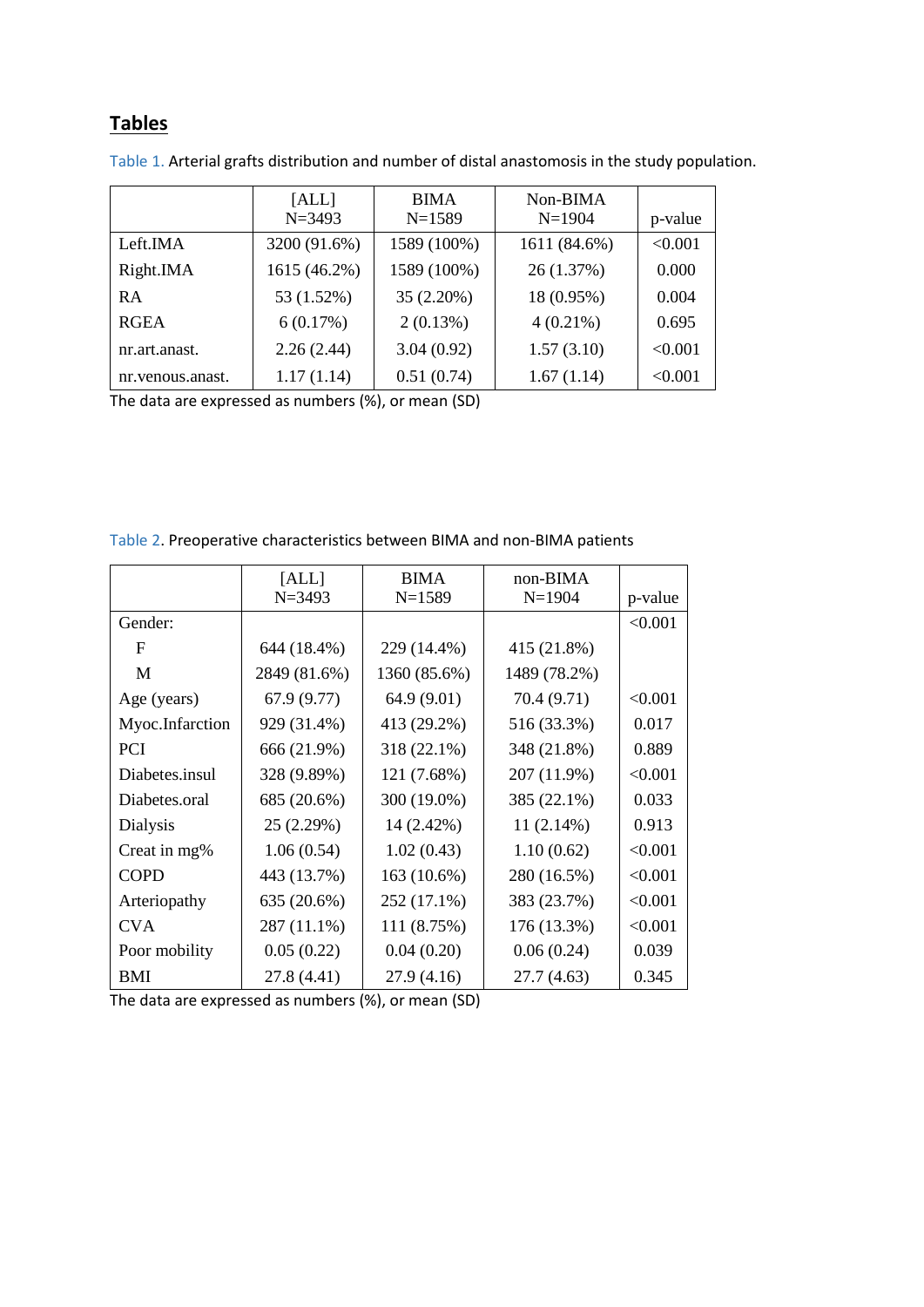## Tables

Table 1. Arterial grafts distribution and number of distal anastomosis in the study population.

| | [ALL] N=3493 | BIMA N=1589 | Non-BIMA N=1904 | p-value |
|---|---|---|---|---|
| Left.IMA | 3200 (91.6%) | 1589 (100%) | 1611 (84.6%) | <0.001 |
| Right.IMA | 1615 (46.2%) | 1589 (100%) | 26 (1.37%) | 0.000 |
| RA | 53 (1.52%) | 35 (2.20%) | 18 (0.95%) | 0.004 |
| RGEA | 6 (0.17%) | 2 (0.13%) | 4 (0.21%) | 0.695 |
| nr.art.anast. | 2.26 (2.44) | 3.04 (0.92) | 1.57 (3.10) | <0.001 |
| nr.venous.anast. | 1.17 (1.14) | 0.51 (0.74) | 1.67 (1.14) | <0.001 |

The data are expressed as numbers (%), or mean (SD)

Table 2. Preoperative characteristics between BIMA and non-BIMA patients

| | [ALL] N=3493 | BIMA N=1589 | non-BIMA N=1904 | p-value |
|---|---|---|---|---|
| Gender: | | | | <0.001 |
| F | 644 (18.4%) | 229 (14.4%) | 415 (21.8%) | |
| M | 2849 (81.6%) | 1360 (85.6%) | 1489 (78.2%) | |
| Age (years) | 67.9 (9.77) | 64.9 (9.01) | 70.4 (9.71) | <0.001 |
| Myoc.Infarction | 929 (31.4%) | 413 (29.2%) | 516 (33.3%) | 0.017 |
| PCI | 666 (21.9%) | 318 (22.1%) | 348 (21.8%) | 0.889 |
| Diabetes.insul | 328 (9.89%) | 121 (7.68%) | 207 (11.9%) | <0.001 |
| Diabetes.oral | 685 (20.6%) | 300 (19.0%) | 385 (22.1%) | 0.033 |
| Dialysis | 25 (2.29%) | 14 (2.42%) | 11 (2.14%) | 0.913 |
| Creat in mg% | 1.06 (0.54) | 1.02 (0.43) | 1.10 (0.62) | <0.001 |
| COPD | 443 (13.7%) | 163 (10.6%) | 280 (16.5%) | <0.001 |
| Arteriopathy | 635 (20.6%) | 252 (17.1%) | 383 (23.7%) | <0.001 |
| CVA | 287 (11.1%) | 111 (8.75%) | 176 (13.3%) | <0.001 |
| Poor mobility | 0.05 (0.22) | 0.04 (0.20) | 0.06 (0.24) | 0.039 |
| BMI | 27.8 (4.41) | 27.9 (4.16) | 27.7 (4.63) | 0.345 |

The data are expressed as numbers (%), or mean (SD)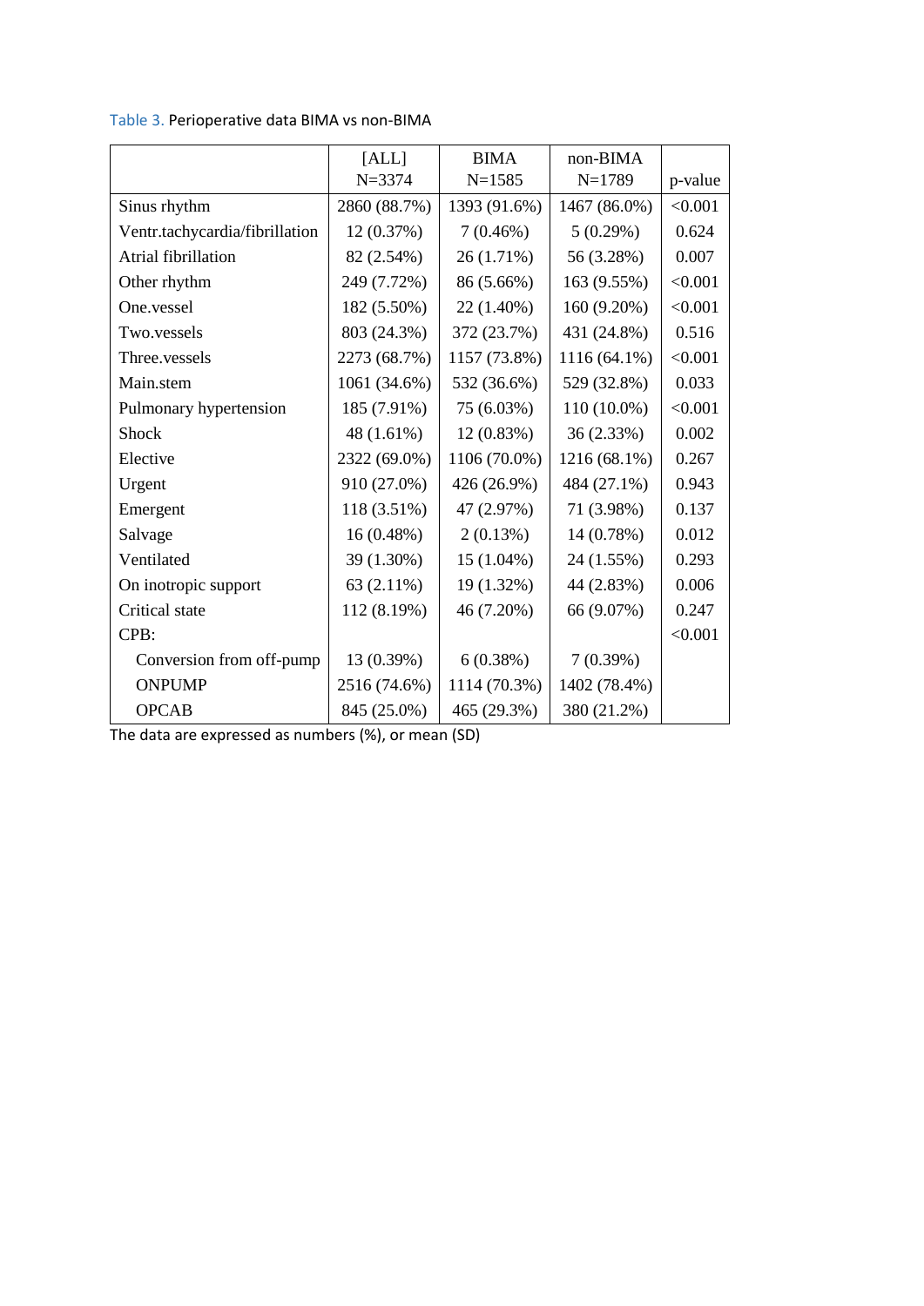Table 3. Perioperative data BIMA vs non-BIMA

| | [ALL] N=3374 | BIMA N=1585 | non-BIMA N=1789 | p-value |
|---|---|---|---|---|
| Sinus rhythm | 2860 (88.7%) | 1393 (91.6%) | 1467 (86.0%) | <0.001 |
| Ventr.tachycardia/fibrillation | 12 (0.37%) | 7 (0.46%) | 5 (0.29%) | 0.624 |
| Atrial fibrillation | 82 (2.54%) | 26 (1.71%) | 56 (3.28%) | 0.007 |
| Other rhythm | 249 (7.72%) | 86 (5.66%) | 163 (9.55%) | <0.001 |
| One.vessel | 182 (5.50%) | 22 (1.40%) | 160 (9.20%) | <0.001 |
| Two.vessels | 803 (24.3%) | 372 (23.7%) | 431 (24.8%) | 0.516 |
| Three.vessels | 2273 (68.7%) | 1157 (73.8%) | 1116 (64.1%) | <0.001 |
| Main.stem | 1061 (34.6%) | 532 (36.6%) | 529 (32.8%) | 0.033 |
| Pulmonary hypertension | 185 (7.91%) | 75 (6.03%) | 110 (10.0%) | <0.001 |
| Shock | 48 (1.61%) | 12 (0.83%) | 36 (2.33%) | 0.002 |
| Elective | 2322 (69.0%) | 1106 (70.0%) | 1216 (68.1%) | 0.267 |
| Urgent | 910 (27.0%) | 426 (26.9%) | 484 (27.1%) | 0.943 |
| Emergent | 118 (3.51%) | 47 (2.97%) | 71 (3.98%) | 0.137 |
| Salvage | 16 (0.48%) | 2 (0.13%) | 14 (0.78%) | 0.012 |
| Ventilated | 39 (1.30%) | 15 (1.04%) | 24 (1.55%) | 0.293 |
| On inotropic support | 63 (2.11%) | 19 (1.32%) | 44 (2.83%) | 0.006 |
| Critical state | 112 (8.19%) | 46 (7.20%) | 66 (9.07%) | 0.247 |
| CPB: | | | | <0.001 |
| Conversion from off-pump | 13 (0.39%) | 6 (0.38%) | 7 (0.39%) | |
| ONPUMP | 2516 (74.6%) | 1114 (70.3%) | 1402 (78.4%) | |
| OPCAB | 845 (25.0%) | 465 (29.3%) | 380 (21.2%) | |

The data are expressed as numbers (%), or mean (SD)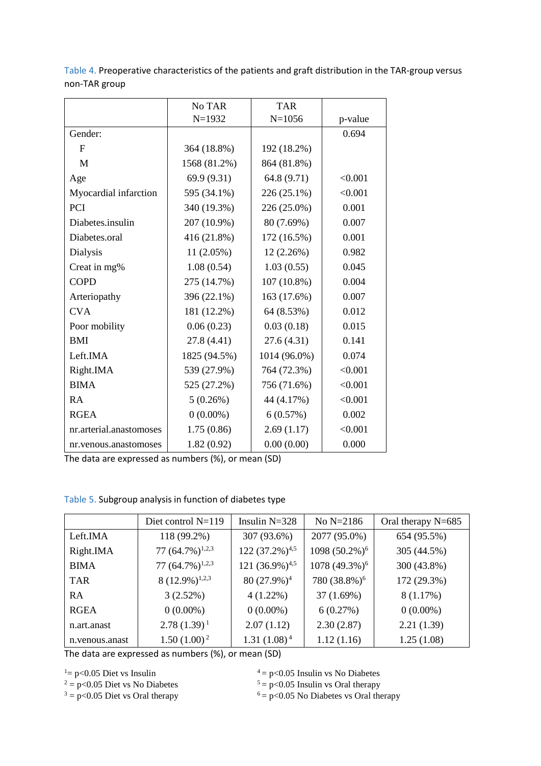Table 4. Preoperative characteristics of the patients and graft distribution in the TAR-group versus non-TAR group

| | No TAR N=1932 | TAR N=1056 | p-value |
|---|---|---|---|
| Gender: | | | 0.694 |
| F | 364 (18.8%) | 192 (18.2%) | |
| M | 1568 (81.2%) | 864 (81.8%) | |
| Age | 69.9 (9.31) | 64.8 (9.71) | <0.001 |
| Myocardial infarction | 595 (34.1%) | 226 (25.1%) | <0.001 |
| PCI | 340 (19.3%) | 226 (25.0%) | 0.001 |
| Diabetes.insulin | 207 (10.9%) | 80 (7.69%) | 0.007 |
| Diabetes.oral | 416 (21.8%) | 172 (16.5%) | 0.001 |
| Dialysis | 11 (2.05%) | 12 (2.26%) | 0.982 |
| Creat in mg% | 1.08 (0.54) | 1.03 (0.55) | 0.045 |
| COPD | 275 (14.7%) | 107 (10.8%) | 0.004 |
| Arteriopathy | 396 (22.1%) | 163 (17.6%) | 0.007 |
| CVA | 181 (12.2%) | 64 (8.53%) | 0.012 |
| Poor mobility | 0.06 (0.23) | 0.03 (0.18) | 0.015 |
| BMI | 27.8 (4.41) | 27.6 (4.31) | 0.141 |
| Left.IMA | 1825 (94.5%) | 1014 (96.0%) | 0.074 |
| Right.IMA | 539 (27.9%) | 764 (72.3%) | <0.001 |
| BIMA | 525 (27.2%) | 756 (71.6%) | <0.001 |
| RA | 5 (0.26%) | 44 (4.17%) | <0.001 |
| RGEA | 0 (0.00%) | 6 (0.57%) | 0.002 |
| nr.arterial.anastomoses | 1.75 (0.86) | 2.69 (1.17) | <0.001 |
| nr.venous.anastomoses | 1.82 (0.92) | 0.00 (0.00) | 0.000 |

The data are expressed as numbers (%), or mean (SD)

Table 5. Subgroup analysis in function of diabetes type

| | Diet control N=119 | Insulin N=328 | No N=2186 | Oral therapy N=685 |
|---|---|---|---|---|
| Left.IMA | 118 (99.2%) | 307 (93.6%) | 2077 (95.0%) | 654 (95.5%) |
| Right.IMA | 77 (64.7%)[1,2,3] | 122 (37.2%)[4,5] | 1098 (50.2%)[6] | 305 (44.5%) |
| BIMA | 77 (64.7%)[1,2,3] | 121 (36.9%)[4,5] | 1078 (49.3%)[6] | 300 (43.8%) |
| TAR | 8 (12.9%)[1,2,3] | 80 (27.9%)[4] | 780 (38.8%)[6] | 172 (29.3%) |
| RA | 3 (2.52%) | 4 (1.22%) | 37 (1.69%) | 8 (1.17%) |
| RGEA | 0 (0.00%) | 0 (0.00%) | 6 (0.27%) | 0 (0.00%) |
| n.art.anast | 2.78 (1.39)[1] | 2.07 (1.12) | 2.30 (2.87) | 2.21 (1.39) |
| n.venous.anast | 1.50 (1.00)[2] | 1.31 (1.08)[4] | 1.12 (1.16) | 1.25 (1.08) |

The data are expressed as numbers (%), or mean (SD)

[1] = $p<0.05$ Diet vs Insulin
[2] = $p<0.05$ Diet vs No Diabetes
[3] = $p<0.05$ Diet vs Oral therapy
[4] = $p<0.05$ Insulin vs No Diabetes
[5] = $p<0.05$ Insulin vs Oral therapy
[6] = $p<0.05$ No Diabetes vs Oral therapy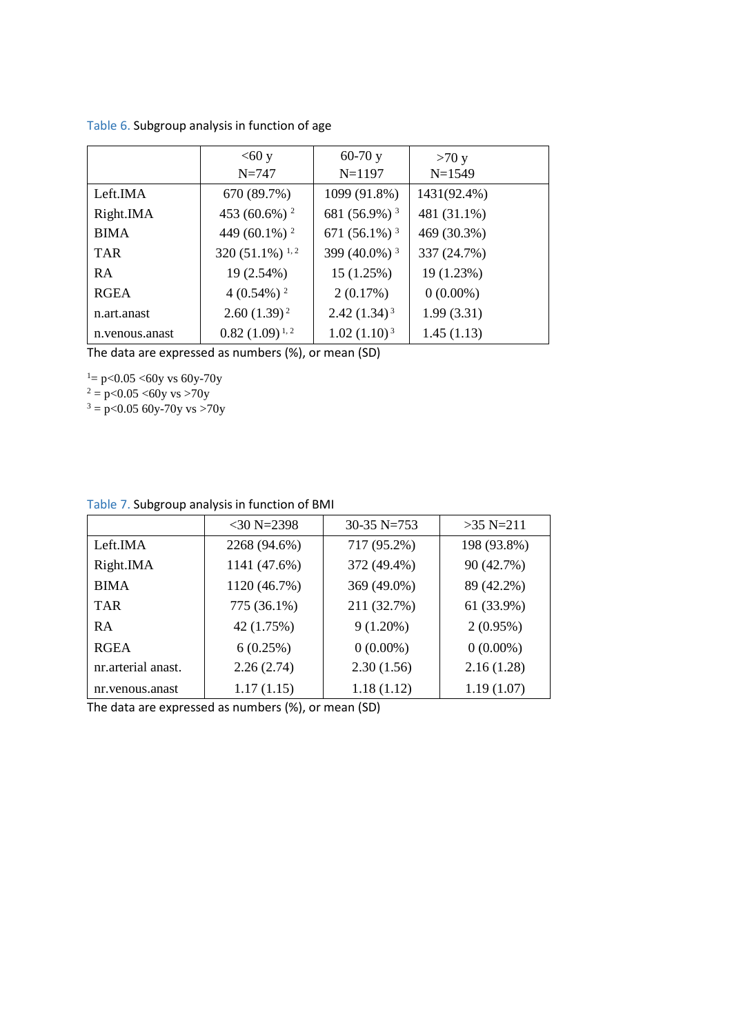Table 6. Subgroup analysis in function of age

| | <60 y N=747 | 60-70 y N=1197 | >70 y N=1549 |
|---|---|---|---|
| Left.IMA | 670 (89.7%) | 1099 (91.8%) | 1431(92.4%) |
| Right.IMA | 453 (60.6%) [2] | 681 (56.9%) [3] | 481 (31.1%) |
| BIMA | 449 (60.1%) [2] | 671 (56.1%) [3] | 469 (30.3%) |
| TAR | 320 (51.1%) [1, 2] | 399 (40.0%) [3] | 337 (24.7%) |
| RA | 19 (2.54%) | 15 (1.25%) | 19 (1.23%) |
| RGEA | 4 (0.54%) [2] | 2 (0.17%) | 0 (0.00%) |
| n.art.anast | 2.60 (1.39) [2] | 2.42 (1.34) [3] | 1.99 (3.31) |
| n.venous.anast | 0.82 (1.09) [1, 2] | 1.02 (1.10) [3] | 1.45 (1.13) |

The data are expressed as numbers (%), or mean (SD)

[1]= $p<0.05$ <60y vs 60y-70y
[2] = $p<0.05$ <60y vs >70y
[3] = $p<0.05$ 60y-70y vs >70y

Table 7. Subgroup analysis in function of BMI

| | <30 N=2398 | 30-35 N=753 | >35 N=211 |
|---|---|---|---|
| Left.IMA | 2268 (94.6%) | 717 (95.2%) | 198 (93.8%) |
| Right.IMA | 1141 (47.6%) | 372 (49.4%) | 90 (42.7%) |
| BIMA | 1120 (46.7%) | 369 (49.0%) | 89 (42.2%) |
| TAR | 775 (36.1%) | 211 (32.7%) | 61 (33.9%) |
| RA | 42 (1.75%) | 9 (1.20%) | 2 (0.95%) |
| RGEA | 6 (0.25%) | 0 (0.00%) | 0 (0.00%) |
| nr.arterial anast. | 2.26 (2.74) | 2.30 (1.56) | 2.16 (1.28) |
| nr.venous.anast | 1.17 (1.15) | 1.18 (1.12) | 1.19 (1.07) |

The data are expressed as numbers (%), or mean (SD)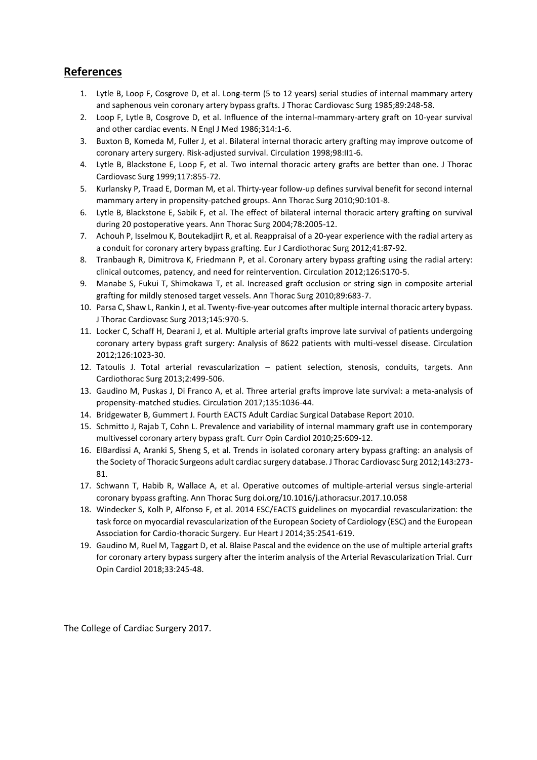## References

1. Lytle B, Loop F, Cosgrove D, et al. Long-term (5 to 12 years) serial studies of internal mammary artery and saphenous vein coronary artery bypass grafts. J Thorac Cardiovasc Surg 1985;89:248-58.
2. Loop F, Lytle B, Cosgrove D, et al. Influence of the internal-mammary-artery graft on 10-year survival and other cardiac events. N Engl J Med 1986;314:1-6.
3. Buxton B, Komeda M, Fuller J, et al. Bilateral internal thoracic artery grafting may improve outcome of coronary artery surgery. Risk-adjusted survival. Circulation 1998;98:II1-6.
4. Lytle B, Blackstone E, Loop F, et al. Two internal thoracic artery grafts are better than one. J Thorac Cardiovasc Surg 1999;117:855-72.
5. Kurlansky P, Traad E, Dorman M, et al. Thirty-year follow-up defines survival benefit for second internal mammary artery in propensity-patched groups. Ann Thorac Surg 2010;90:101-8.
6. Lytle B, Blackstone E, Sabik F, et al. The effect of bilateral internal thoracic artery grafting on survival during 20 postoperative years. Ann Thorac Surg 2004;78:2005-12.
7. Achouh P, Isselmou K, Boutekadjirt R, et al. Reappraisal of a 20-year experience with the radial artery as a conduit for coronary artery bypass grafting. Eur J Cardiothorac Surg 2012;41:87-92.
8. Tranbaugh R, Dimitrova K, Friedmann P, et al. Coronary artery bypass grafting using the radial artery: clinical outcomes, patency, and need for reintervention. Circulation 2012;126:S170-5.
9. Manabe S, Fukui T, Shimokawa T, et al. Increased graft occlusion or string sign in composite arterial grafting for mildly stenosed target vessels. Ann Thorac Surg 2010;89:683-7.
10. Parsa C, Shaw L, Rankin J, et al. Twenty-five-year outcomes after multiple internal thoracic artery bypass. J Thorac Cardiovasc Surg 2013;145:970-5.
11. Locker C, Schaff H, Dearani J, et al. Multiple arterial grafts improve late survival of patients undergoing coronary artery bypass graft surgery: Analysis of 8622 patients with multi-vessel disease. Circulation 2012;126:1023-30.
12. Tatoulis J. Total arterial revascularization – patient selection, stenosis, conduits, targets. Ann Cardiothorac Surg 2013;2:499-506.
13. Gaudino M, Puskas J, Di Franco A, et al. Three arterial grafts improve late survival: a meta-analysis of propensity-matched studies. Circulation 2017;135:1036-44.
14. Bridgewater B, Gummert J. Fourth EACTS Adult Cardiac Surgical Database Report 2010.
15. Schmitto J, Rajab T, Cohn L. Prevalence and variability of internal mammary graft use in contemporary multivessel coronary artery bypass graft. Curr Opin Cardiol 2010;25:609-12.
16. ElBardissi A, Aranki S, Sheng S, et al. Trends in isolated coronary artery bypass grafting: an analysis of the Society of Thoracic Surgeons adult cardiac surgery database. J Thorac Cardiovasc Surg 2012;143:273-81.
17. Schwann T, Habib R, Wallace A, et al. Operative outcomes of multiple-arterial versus single-arterial coronary bypass grafting. Ann Thorac Surg doi.org/10.1016/j.athoracsur.2017.10.058
18. Windecker S, Kolh P, Alfonso F, et al. 2014 ESC/EACTS guidelines on myocardial revascularization: the task force on myocardial revascularization of the European Society of Cardiology (ESC) and the European Association for Cardio-thoracic Surgery. Eur Heart J 2014;35:2541-619.
19. Gaudino M, Ruel M, Taggart D, et al. Blaise Pascal and the evidence on the use of multiple arterial grafts for coronary artery bypass surgery after the interim analysis of the Arterial Revascularization Trial. Curr Opin Cardiol 2018;33:245-48.

The College of Cardiac Surgery 2017.